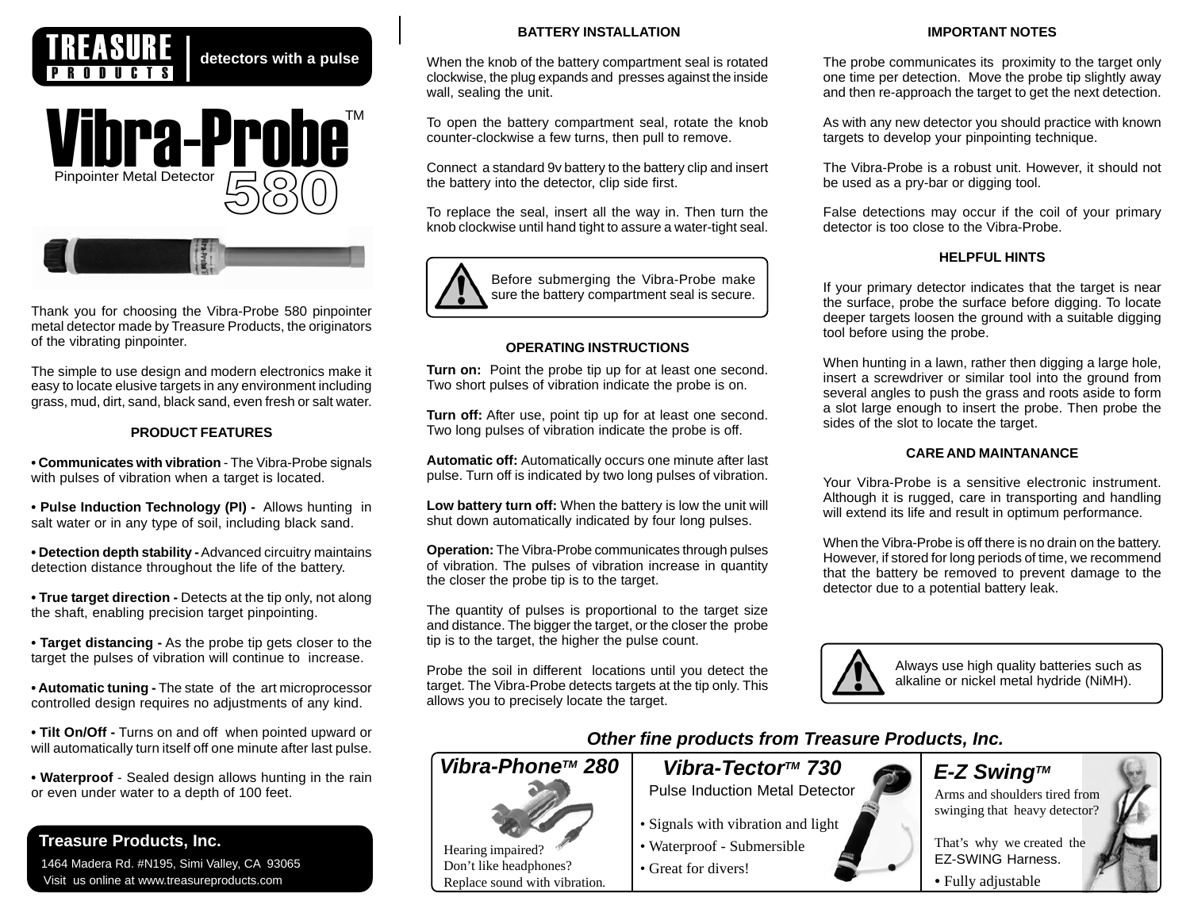# TREASURE PRODUCTS | detectors with a pulse

# Vibra-Probe™ 580

Pinpointer Metal Detector

Thank you for choosing the Vibra-Probe 580 pinpointer metal detector made by Treasure Products, the originators of the vibrating pinpointer.

The simple to use design and modern electronics make it easy to locate elusive targets in any environment including grass, mud, dirt, sand, black sand, even fresh or salt water.

## PRODUCT FEATURES

- **Communicates with vibration** - The Vibra-Probe signals with pulses of vibration when a target is located.
- **Pulse Induction Technology (PI) -** Allows hunting in salt water or in any type of soil, including black sand.
- **Detection depth stability -** Advanced circuitry maintains detection distance throughout the life of the battery.
- **True target direction -** Detects at the tip only, not along the shaft, enabling precision target pinpointing.
- **Target distancing -** As the probe tip gets closer to the target the pulses of vibration will continue to increase.
- **Automatic tuning -** The state of the art microprocessor controlled design requires no adjustments of any kind.
- **Tilt On/Off -** Turns on and off when pointed upward or will automatically turn itself off one minute after last pulse.
- **Waterproof** - Sealed design allows hunting in the rain or even under water to a depth of 100 feet.

**Treasure Products, Inc.**
1464 Madera Rd. #N195, Simi Valley, CA 93065
Visit us online at www.treasureproducts.com

## BATTERY INSTALLATION

When the knob of the battery compartment seal is rotated clockwise, the plug expands and presses against the inside wall, sealing the unit.

To open the battery compartment seal, rotate the knob counter-clockwise a few turns, then pull to remove.

Connect a standard 9v battery to the battery clip and insert the battery into the detector, clip side first.

To replace the seal, insert all the way in. Then turn the knob clockwise until hand tight to assure a water-tight seal.

> ⚠ Before submerging the Vibra-Probe make sure the battery compartment seal is secure.

## OPERATING INSTRUCTIONS

**Turn on:** Point the probe tip up for at least one second. Two short pulses of vibration indicate the probe is on.

**Turn off:** After use, point tip up for at least one second. Two long pulses of vibration indicate the probe is off.

**Automatic off:** Automatically occurs one minute after last pulse. Turn off is indicated by two long pulses of vibration.

**Low battery turn off:** When the battery is low the unit will shut down automatically indicated by four long pulses.

**Operation:** The Vibra-Probe communicates through pulses of vibration. The pulses of vibration increase in quantity the closer the probe tip is to the target.

The quantity of pulses is proportional to the target size and distance. The bigger the target, or the closer the probe tip is to the target, the higher the pulse count.

Probe the soil in different locations until you detect the target. The Vibra-Probe detects targets at the tip only. This allows you to precisely locate the target.

## IMPORTANT NOTES

The probe communicates its proximity to the target only one time per detection. Move the probe tip slightly away and then re-approach the target to get the next detection.

As with any new detector you should practice with known targets to develop your pinpointing technique.

The Vibra-Probe is a robust unit. However, it should not be used as a pry-bar or digging tool.

False detections may occur if the coil of your primary detector is too close to the Vibra-Probe.

## HELPFUL HINTS

If your primary detector indicates that the target is near the surface, probe the surface before digging. To locate deeper targets loosen the ground with a suitable digging tool before using the probe.

When hunting in a lawn, rather then digging a large hole, insert a screwdriver or similar tool into the ground from several angles to push the grass and roots aside to form a slot large enough to insert the probe. Then probe the sides of the slot to locate the target.

## CARE AND MAINTANANCE

Your Vibra-Probe is a sensitive electronic instrument. Although it is rugged, care in transporting and handling will extend its life and result in optimum performance.

When the Vibra-Probe is off there is no drain on the battery. However, if stored for long periods of time, we recommend that the battery be removed to prevent damage to the detector due to a potential battery leak.

> ⚠ Always use high quality batteries such as alkaline or nickel metal hydride (NiMH).

## *Other fine products from Treasure Products, Inc.*

### *Vibra-Phone™ 280*

Hearing impaired?
Don't like headphones?
Replace sound with vibration.

### *Vibra-Tector™ 730*

Pulse Induction Metal Detector

- Signals with vibration and light
- Waterproof - Submersible
- Great for divers!

### *E-Z Swing™*

Arms and shoulders tired from swinging that heavy detector?

That's why we created the EZ-SWING Harness.

- Fully adjustable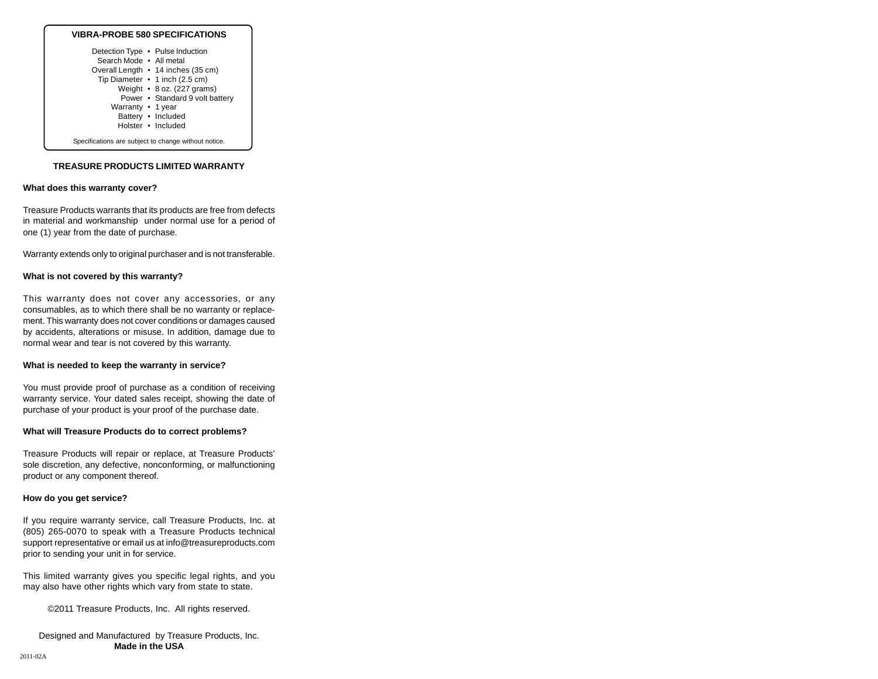## VIBRA-PROBE 580 SPECIFICATIONS

| | |
|---|---|
| Detection Type | Pulse Induction |
| Search Mode | All metal |
| Overall Length | 14 inches (35 cm) |
| Tip Diameter | 1 inch (2.5 cm) |
| Weight | 8 oz. (227 grams) |
| Power | Standard 9 volt battery |
| Warranty | 1 year |
| Battery | Included |
| Holster | Included |

Specifications are subject to change without notice.

## TREASURE PRODUCTS LIMITED WARRANTY

**What does this warranty cover?**

Treasure Products warrants that its products are free from defects in material and workmanship under normal use for a period of one (1) year from the date of purchase.

Warranty extends only to original purchaser and is not transferable.

**What is not covered by this warranty?**

This warranty does not cover any accessories, or any consumables, as to which there shall be no warranty or replacement. This warranty does not cover conditions or damages caused by accidents, alterations or misuse. In addition, damage due to normal wear and tear is not covered by this warranty.

**What is needed to keep the warranty in service?**

You must provide proof of purchase as a condition of receiving warranty service. Your dated sales receipt, showing the date of purchase of your product is your proof of the purchase date.

**What will Treasure Products do to correct problems?**

Treasure Products will repair or replace, at Treasure Products' sole discretion, any defective, nonconforming, or malfunctioning product or any component thereof.

**How do you get service?**

If you require warranty service, call Treasure Products, Inc. at (805) 265-0070 to speak with a Treasure Products technical support representative or email us at info@treasureproducts.com prior to sending your unit in for service.

This limited warranty gives you specific legal rights, and you may also have other rights which vary from state to state.

©2011 Treasure Products, Inc. All rights reserved.

Designed and Manufactured by Treasure Products, Inc.
**Made in the USA**

2011-02A